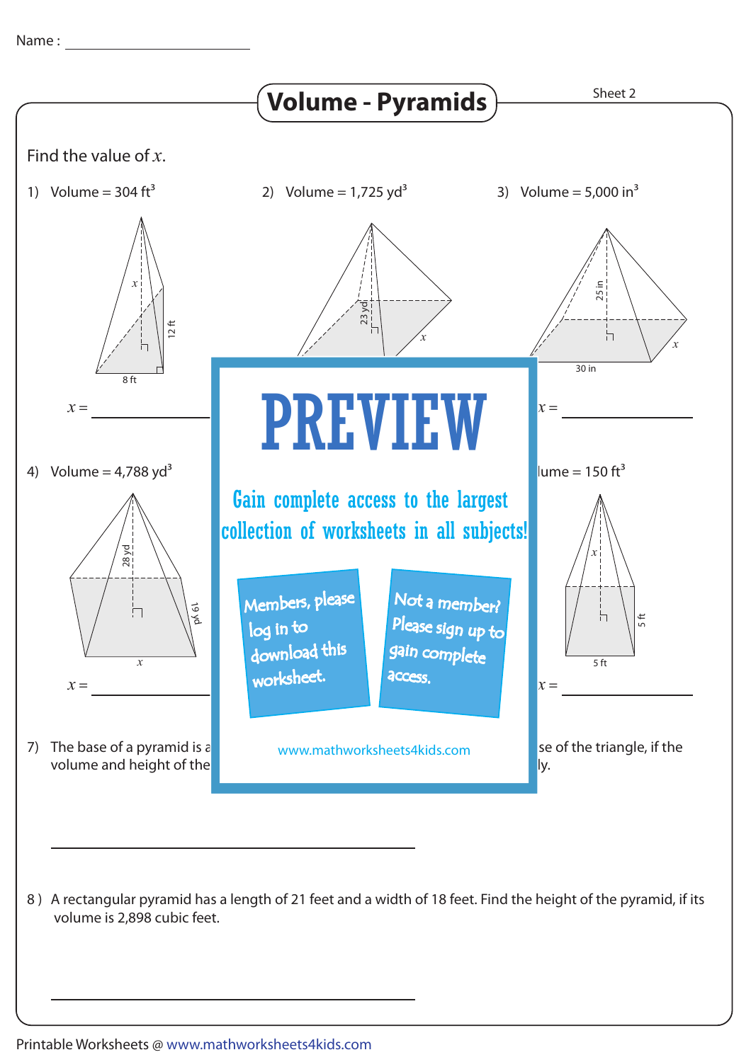Name : ______________________

# Volume - Pyramids

Sheet 2

Find the value of $x$.

1) Volume = 304 ft$^3$

12 ft

8 ft

$x$

$x$ = ______________

2) Volume = 1,725 yd$^3$

23 yd

$x$

3) Volume = 5,000 in$^3$

25 in

30 in

$x$

$x$ = ______________

4) Volume = 4,788 yd$^3$

28 yd

19 yd

$x$

$x$ = ______________

lume = 150 ft$^3$

$x$

5 ft

5 ft

$x$ = ______________

PREVIEW

Gain complete access to the largest collection of worksheets in all subjects!

Members, please log in to download this worksheet.

Not a member? Please sign up to gain complete access.

www.mathworksheets4kids.com

7) The base of a pyramid is a ... se of the triangle, if the volume and height of the ... ly.

______________________________

8) A rectangular pyramid has a length of 21 feet and a width of 18 feet. Find the height of the pyramid, if its volume is 2,898 cubic feet.

______________________________

Printable Worksheets @ www.mathworksheets4kids.com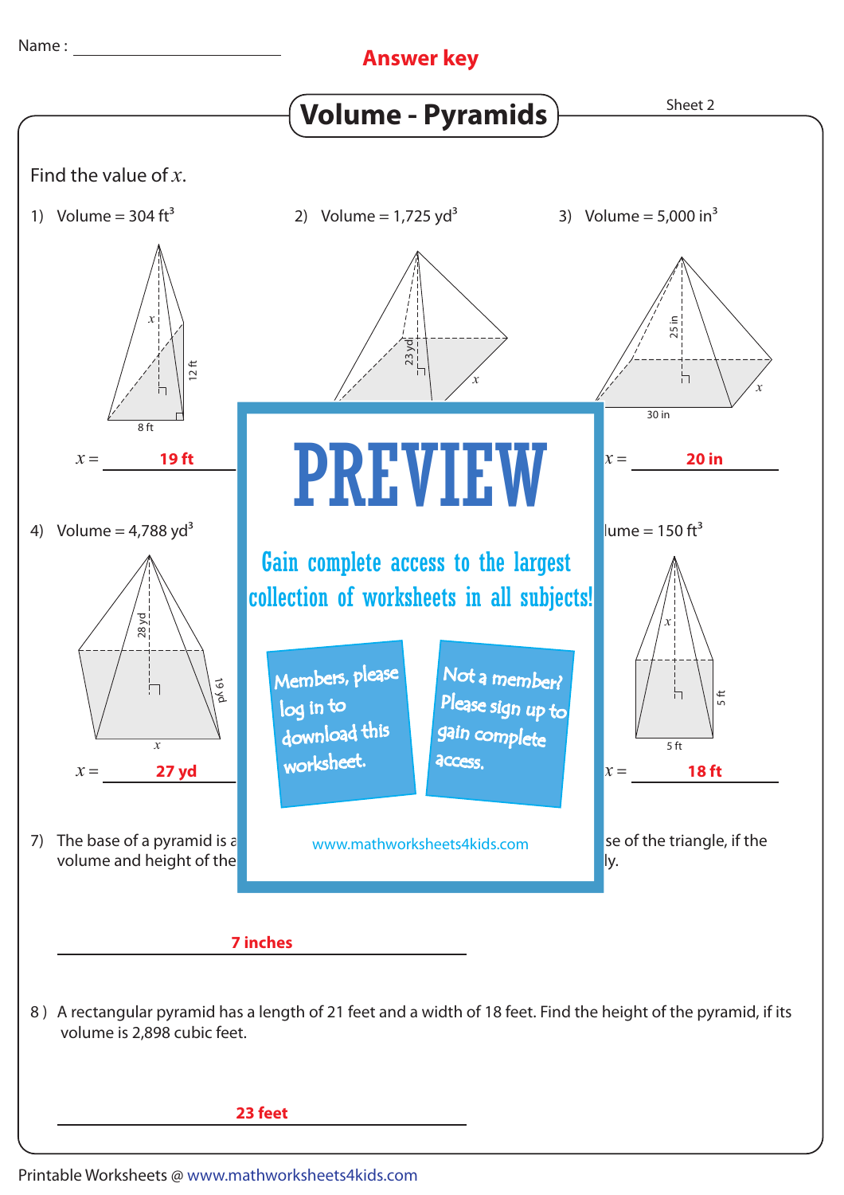Name : ____________________

**Answer key**

# Volume - Pyramids

Sheet 2

Find the value of $x$.

1) Volume = 304 ft$^3$

$x$
12 ft
8 ft

$x$ = **19 ft**

2) Volume = 1,725 yd$^3$

23 yd
$x$

3) Volume = 5,000 in$^3$

25 in
30 in
$x$

$x$ = **20 in**

4) Volume = 4,788 yd$^3$

28 yd
19 yd
$x$

$x$ = **27 yd**

lume = 150 ft$^3$

$x$
5 ft
5 ft

$x$ = **18 ft**

PREVIEW

Gain complete access to the largest collection of worksheets in all subjects!

Members, please log in to download this worksheet.

Not a member? Please sign up to gain complete access.

www.mathworksheets4kids.com

7) The base of a pyramid is a ... se of the triangle, if the volume and height of the ... ly.

**7 inches**

8) A rectangular pyramid has a length of 21 feet and a width of 18 feet. Find the height of the pyramid, if its volume is 2,898 cubic feet.

**23 feet**

Printable Worksheets @ www.mathworksheets4kids.com